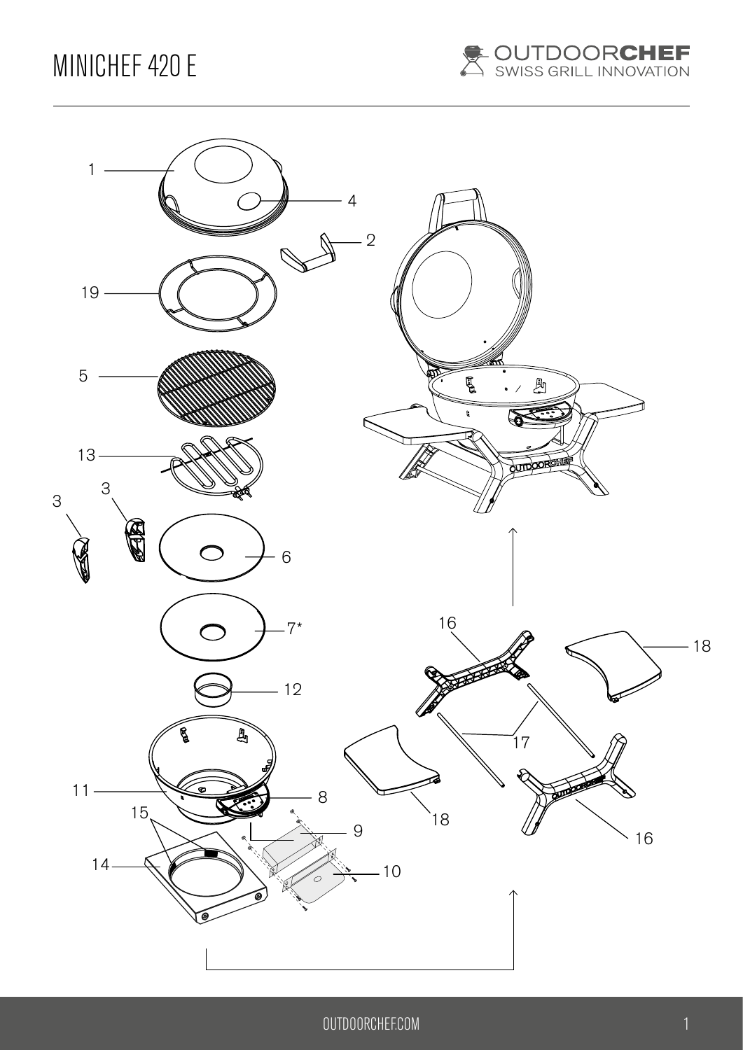# MINICHEF 420 E

OUTDOORCHEF
SWISS GRILL INNOVATION

1
4
2
19
5
13
3
3
6
7*
12
11
8
15
9
14
10
16
18
17
18
16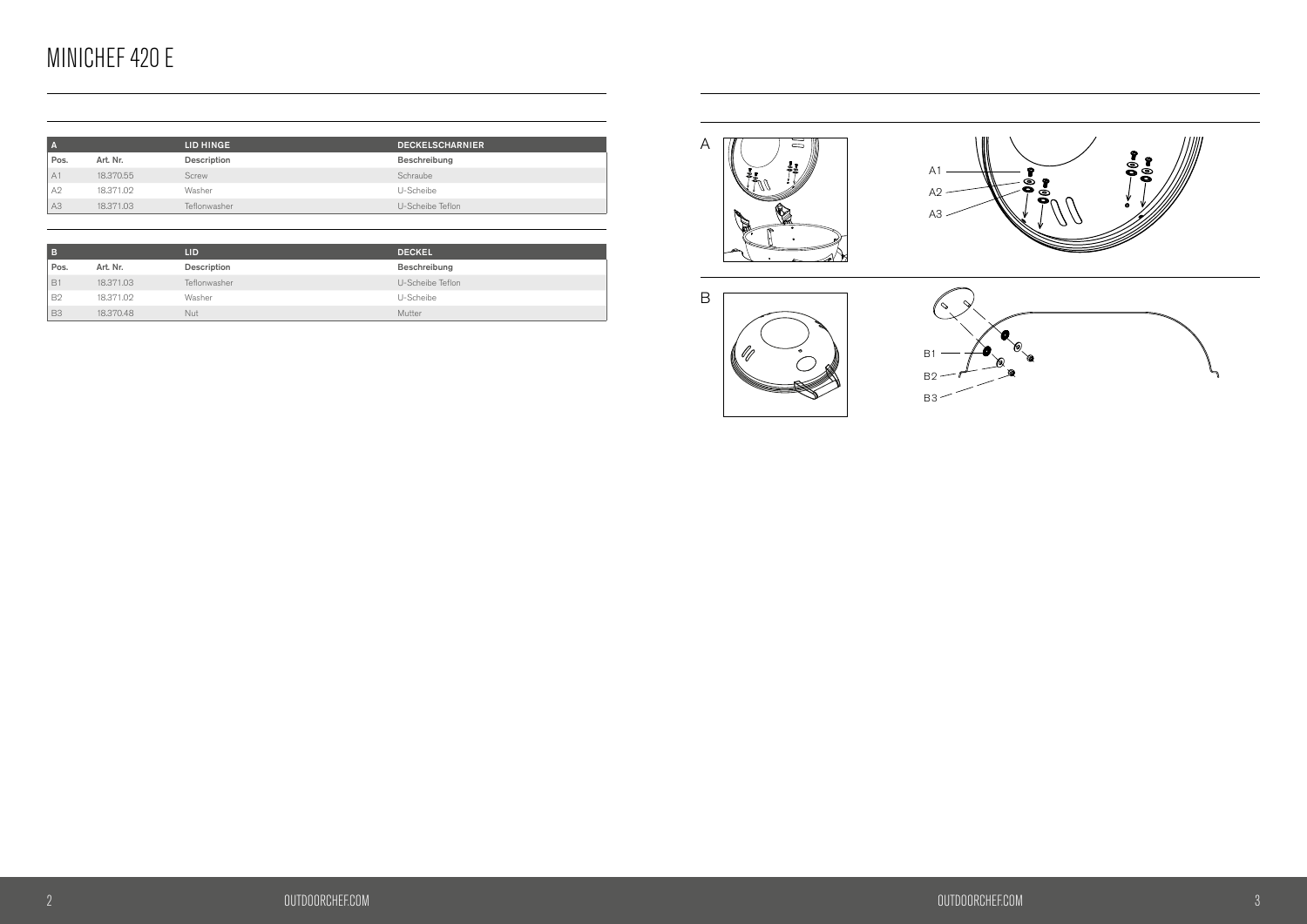# MINICHEF 420 E

| A | | LID HINGE | DECKELSCHARNIER |
|---|---|---|---|
| Pos. | Art. Nr. | Description | Beschreibung |
| A1 | 18.370.55 | Screw | Schraube |
| A2 | 18.371.02 | Washer | U-Scheibe |
| A3 | 18.371.03 | Teflonwasher | U-Scheibe Teflon |

| B | | LID | DECKEL |
|---|---|---|---|
| Pos. | Art. Nr. | Description | Beschreibung |
| B1 | 18.371.03 | Teflonwasher | U-Scheibe Teflon |
| B2 | 18.371.02 | Washer | U-Scheibe |
| B3 | 18.370.48 | Nut | Mutter |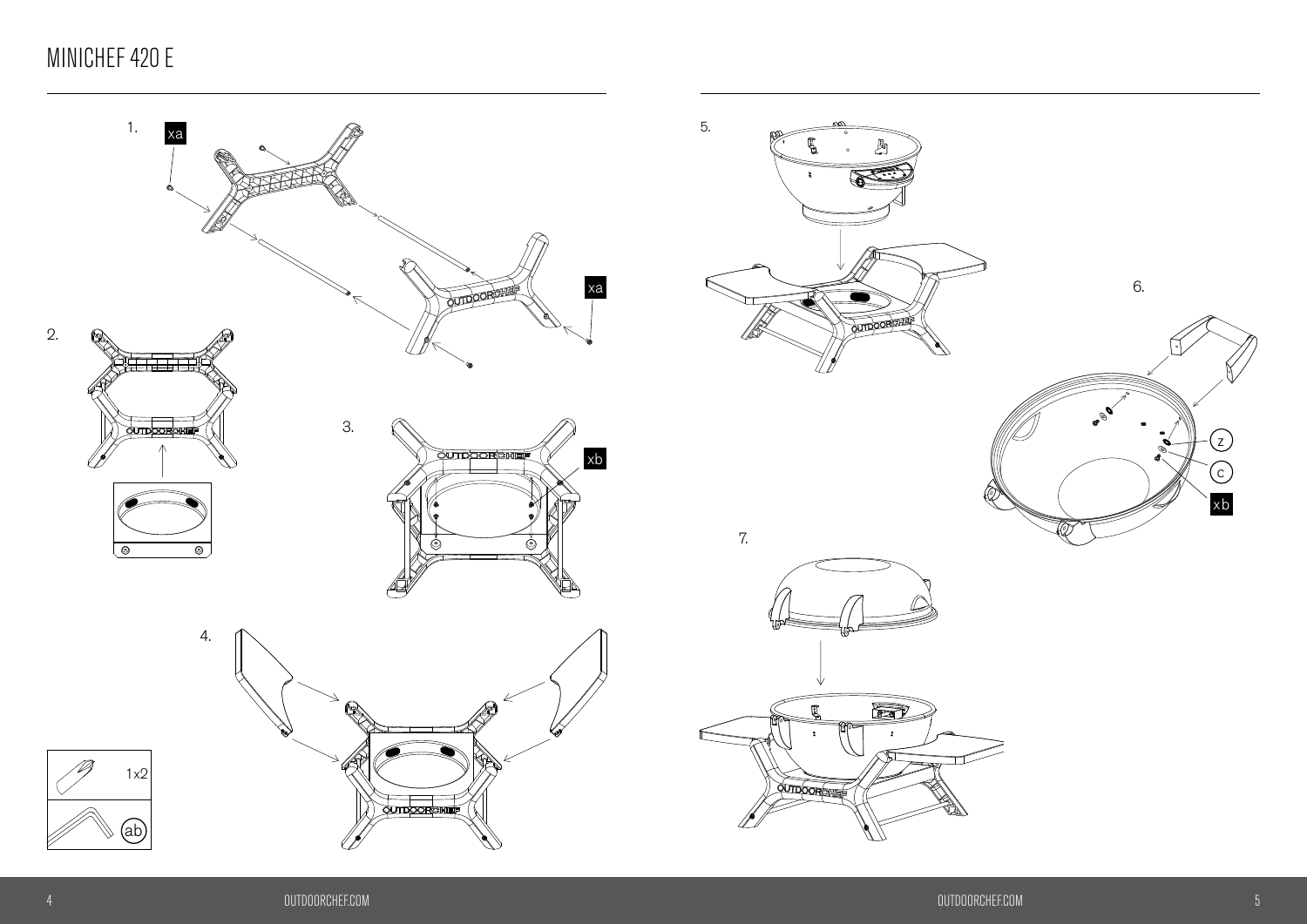# MINICHEF 420 E

1. xa

xa

2.

3. xb

4.

1x2

ab

5.

6.

z

c

xb

7.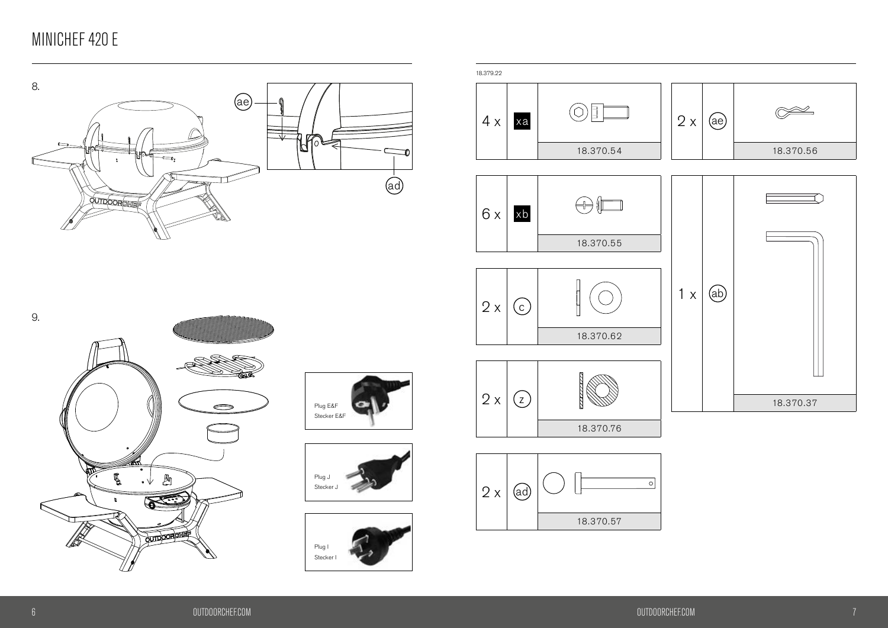# MINICHEF 420 E

8.

ae

ad

9.

Plug E&F
Stecker E&F

Plug J
Stecker J

Plug I
Stecker I

18.379.22

| | | |
|---|---|---|
| 4 x | xa | 18.370.54 |
| 6 x | xb | 18.370.55 |
| 2 x | c | 18.370.62 |
| 2 x | z | 18.370.76 |
| 2 x | ad | 18.370.57 |
| 2 x | ae | 18.370.56 |
| 1 x | ab | 18.370.37 |

OUTDOORCHEF.COM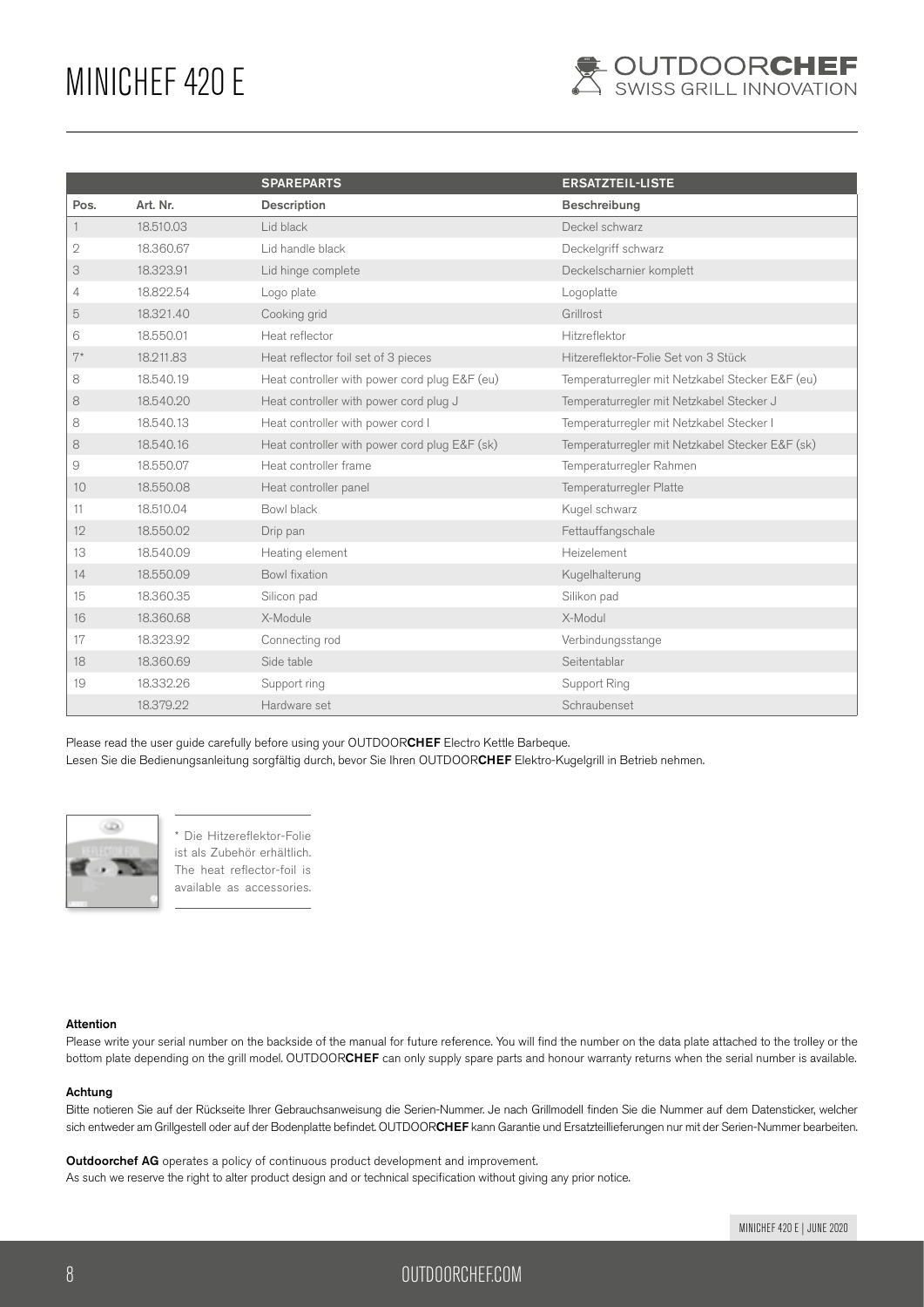# MINICHEF 420 E

| | | SPAREPARTS | ERSATZTEIL-LISTE |
|---|---|---|---|
| **Pos.** | **Art. Nr.** | **Description** | **Beschreibung** |
| 1 | 18.510.03 | Lid black | Deckel schwarz |
| 2 | 18.360.67 | Lid handle black | Deckelgriff schwarz |
| 3 | 18.323.91 | Lid hinge complete | Deckelscharnier komplett |
| 4 | 18.822.54 | Logo plate | Logoplatte |
| 5 | 18.321.40 | Cooking grid | Grillrost |
| 6 | 18.550.01 | Heat reflector | Hitzreflektor |
| 7* | 18.211.83 | Heat reflector foil set of 3 pieces | Hitzereflektor-Folie Set von 3 Stück |
| 8 | 18.540.19 | Heat controller with power cord plug E&F (eu) | Temperaturregler mit Netzkabel Stecker E&F (eu) |
| 8 | 18.540.20 | Heat controller with power cord plug J | Temperaturregler mit Netzkabel Stecker J |
| 8 | 18.540.13 | Heat controller with power cord I | Temperaturregler mit Netzkabel Stecker I |
| 8 | 18.540.16 | Heat controller with power cord plug E&F (sk) | Temperaturregler mit Netzkabel Stecker E&F (sk) |
| 9 | 18.550.07 | Heat controller frame | Temperaturregler Rahmen |
| 10 | 18.550.08 | Heat controller panel | Temperaturregler Platte |
| 11 | 18.510.04 | Bowl black | Kugel schwarz |
| 12 | 18.550.02 | Drip pan | Fettauffangschale |
| 13 | 18.540.09 | Heating element | Heizelement |
| 14 | 18.550.09 | Bowl fixation | Kugelhalterung |
| 15 | 18.360.35 | Silicon pad | Silikon pad |
| 16 | 18.360.68 | X-Module | X-Modul |
| 17 | 18.323.92 | Connecting rod | Verbindungsstange |
| 18 | 18.360.69 | Side table | Seitentablar |
| 19 | 18.332.26 | Support ring | Support Ring |
| | 18.379.22 | Hardware set | Schraubenset |

Please read the user guide carefully before using your OUTDOOR**CHEF** Electro Kettle Barbeque.
Lesen Sie die Bedienungsanleitung sorgfältig durch, bevor Sie Ihren OUTDOOR**CHEF** Elektro-Kugelgrill in Betrieb nehmen.

\* Die Hitzereflektor-Folie ist als Zubehör erhältlich. The heat reflector-foil is available as accessories.

**Attention**

Please write your serial number on the backside of the manual for future reference. You will find the number on the data plate attached to the trolley or the bottom plate depending on the grill model. OUTDOOR**CHEF** can only supply spare parts and honour warranty returns when the serial number is available.

**Achtung**

Bitte notieren Sie auf der Rückseite Ihrer Gebrauchsanweisung die Serien-Nummer. Je nach Grillmodell finden Sie die Nummer auf dem Datensticker, welcher sich entweder am Grillgestell oder auf der Bodenplatte befindet. OUTDOOR**CHEF** kann Garantie und Ersatzteillieferungen nur mit der Serien-Nummer bearbeiten.

**Outdoorchef AG** operates a policy of continuous product development and improvement.
As such we reserve the right to alter product design and or technical specification without giving any prior notice.

MINICHEF 420 E | JUNE 2020